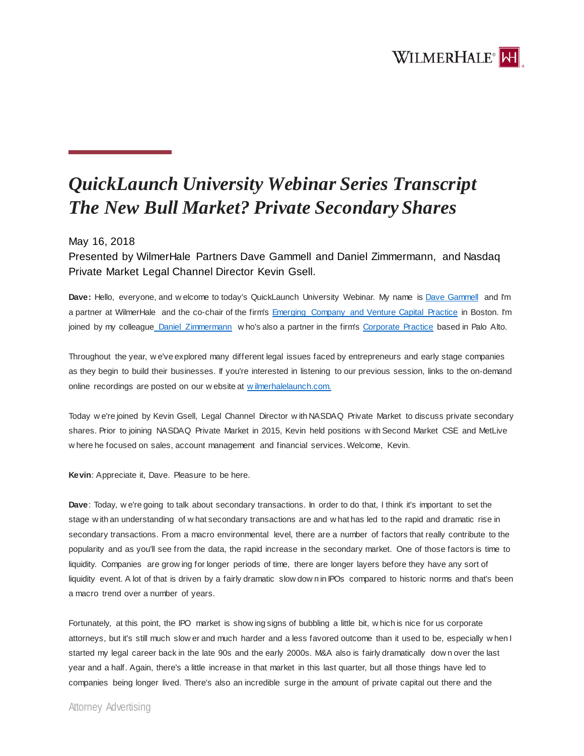# *QuickLaunch University Webinar Series Transcript The New Bull Market? Private Secondary Shares*

May 16, 2018

Presented by WilmerHale Partners Dave Gammell and Daniel Zimmermann, and Nasdaq Private Market Legal Channel Director Kevin Gsell.

**Dave:** Hello, everyone, and welcome to today's QuickLaunch University Webinar. My name is Dave Gammell and I'm a partner at WilmerHale and the co-chair of the firm's Emerging Company and Venture Capital Practice in Boston. I'm joined by my colleague Daniel Zimmermann who's also a partner in the firm's Corporate Practice based in Palo Alto.

Throughout the year, we've explored many different legal issues faced by entrepreneurs and early stage companies as they begin to build their businesses. If you're interested in listening to our previous session, links to the on-demand online recordings are posted on our website at wilmerhalelaunch.com.

Today we're joined by Kevin Gsell, Legal Channel Director with NASDAQ Private Market to discuss private secondary shares. Prior to joining NASDAQ Private Market in 2015, Kevin held positions with Second Market CSE and MetLive where he focused on sales, account management and financial services. Welcome, Kevin.

**Kevin**: Appreciate it, Dave. Pleasure to be here.

**Dave**: Today, we're going to talk about secondary transactions. In order to do that, I think it's important to set the stage with an understanding of what secondary transactions are and what has led to the rapid and dramatic rise in secondary transactions. From a macro environmental level, there are a number of factors that really contribute to the popularity and as you'll see from the data, the rapid increase in the secondary market. One of those factors is time to liquidity. Companies are growing for longer periods of time, there are longer layers before they have any sort of liquidity event. A lot of that is driven by a fairly dramatic slowdown in IPOs compared to historic norms and that's been a macro trend over a number of years.

Fortunately, at this point, the IPO market is showing signs of bubbling a little bit, which is nice for us corporate attorneys, but it's still much slower and much harder and a less favored outcome than it used to be, especially when I started my legal career back in the late 90s and the early 2000s. M&A also is fairly dramatically down over the last year and a half. Again, there's a little increase in that market in this last quarter, but all those things have led to companies being longer lived. There's also an incredible surge in the amount of private capital out there and the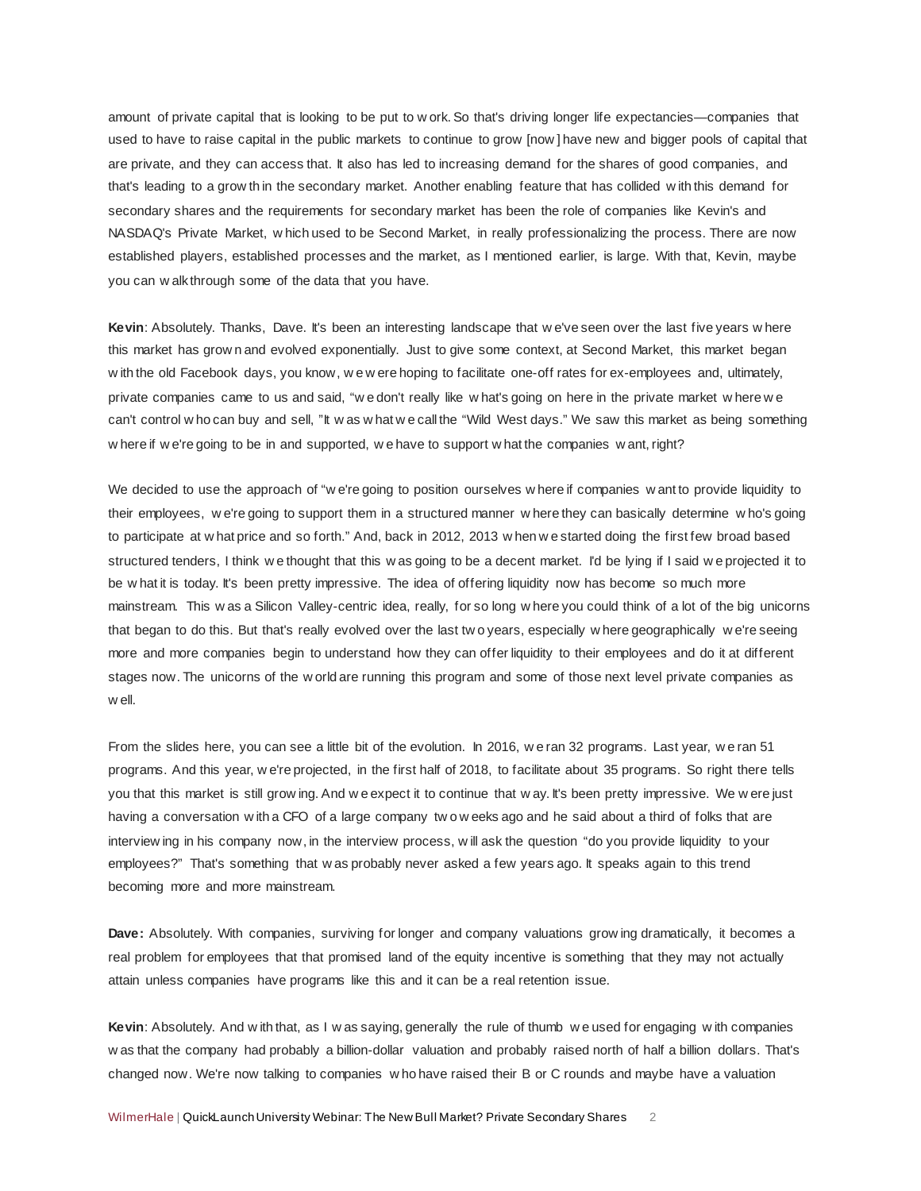amount of private capital that is looking to be put to work. So that's driving longer life expectancies—companies that used to have to raise capital in the public markets to continue to grow [now] have new and bigger pools of capital that are private, and they can access that. It also has led to increasing demand for the shares of good companies, and that's leading to a growth in the secondary market. Another enabling feature that has collided with this demand for secondary shares and the requirements for secondary market has been the role of companies like Kevin's and NASDAQ's Private Market, which used to be Second Market, in really professionalizing the process. There are now established players, established processes and the market, as I mentioned earlier, is large. With that, Kevin, maybe you can walk through some of the data that you have.

**Kevin**: Absolutely. Thanks, Dave. It's been an interesting landscape that we've seen over the last five years where this market has grown and evolved exponentially. Just to give some context, at Second Market, this market began with the old Facebook days, you know, we were hoping to facilitate one-off rates for ex-employees and, ultimately, private companies came to us and said, "we don't really like what's going on here in the private market where we can't control who can buy and sell, "It was what we call the "Wild West days." We saw this market as being something where if we're going to be in and supported, we have to support what the companies want, right?

We decided to use the approach of "we're going to position ourselves where if companies want to provide liquidity to their employees, we're going to support them in a structured manner where they can basically determine who's going to participate at what price and so forth." And, back in 2012, 2013 when we started doing the first few broad based structured tenders, I think we thought that this was going to be a decent market. I'd be lying if I said we projected it to be what it is today. It's been pretty impressive. The idea of offering liquidity now has become so much more mainstream. This was a Silicon Valley-centric idea, really, for so long where you could think of a lot of the big unicorns that began to do this. But that's really evolved over the last two years, especially where geographically we're seeing more and more companies begin to understand how they can offer liquidity to their employees and do it at different stages now. The unicorns of the world are running this program and some of those next level private companies as well.

From the slides here, you can see a little bit of the evolution. In 2016, we ran 32 programs. Last year, we ran 51 programs. And this year, we're projected, in the first half of 2018, to facilitate about 35 programs. So right there tells you that this market is still growing. And we expect it to continue that way. It's been pretty impressive. We were just having a conversation with a CFO of a large company two weeks ago and he said about a third of folks that are interviewing in his company now, in the interview process, will ask the question "do you provide liquidity to your employees?" That's something that was probably never asked a few years ago. It speaks again to this trend becoming more and more mainstream.

**Dave:** Absolutely. With companies, surviving for longer and company valuations growing dramatically, it becomes a real problem for employees that that promised land of the equity incentive is something that they may not actually attain unless companies have programs like this and it can be a real retention issue.

**Kevin**: Absolutely. And with that, as I was saying, generally the rule of thumb we used for engaging with companies was that the company had probably a billion-dollar valuation and probably raised north of half a billion dollars. That's changed now. We're now talking to companies who have raised their B or C rounds and maybe have a valuation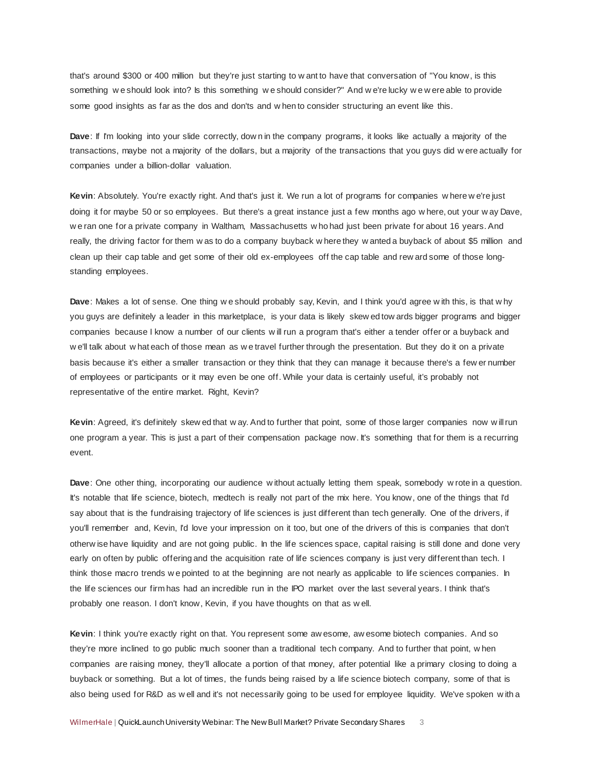that's around $300 or 400 million but they're just starting to want to have that conversation of "You know, is this something we should look into? Is this something we should consider?" And we're lucky we were able to provide some good insights as far as the dos and don'ts and when to consider structuring an event like this.

**Dave**: If I'm looking into your slide correctly, down in the company programs, it looks like actually a majority of the transactions, maybe not a majority of the dollars, but a majority of the transactions that you guys did were actually for companies under a billion-dollar valuation.

**Kevin**: Absolutely. You're exactly right. And that's just it. We run a lot of programs for companies where we're just doing it for maybe 50 or so employees. But there's a great instance just a few months ago where, out your way Dave, we ran one for a private company in Waltham, Massachusetts who had just been private for about 16 years. And really, the driving factor for them was to do a company buyback where they wanted a buyback of about $5 million and clean up their cap table and get some of their old ex-employees off the cap table and reward some of those long-standing employees.

**Dave**: Makes a lot of sense. One thing we should probably say, Kevin, and I think you'd agree with this, is that why you guys are definitely a leader in this marketplace, is your data is likely skewed towards bigger programs and bigger companies because I know a number of our clients will run a program that's either a tender offer or a buyback and we'll talk about what each of those mean as we travel further through the presentation. But they do it on a private basis because it's either a smaller transaction or they think that they can manage it because there's a fewer number of employees or participants or it may even be one off. While your data is certainly useful, it's probably not representative of the entire market. Right, Kevin?

**Kevin**: Agreed, it's definitely skewed that way. And to further that point, some of those larger companies now will run one program a year. This is just a part of their compensation package now. It's something that for them is a recurring event.

**Dave**: One other thing, incorporating our audience without actually letting them speak, somebody wrote in a question. It's notable that life science, biotech, medtech is really not part of the mix here. You know, one of the things that I'd say about that is the fundraising trajectory of life sciences is just different than tech generally. One of the drivers, if you'll remember and, Kevin, I'd love your impression on it too, but one of the drivers of this is companies that don't otherwise have liquidity and are not going public. In the life sciences space, capital raising is still done and done very early on often by public offering and the acquisition rate of life sciences company is just very different than tech. I think those macro trends we pointed to at the beginning are not nearly as applicable to life sciences companies. In the life sciences our firm has had an incredible run in the IPO market over the last several years. I think that's probably one reason. I don't know, Kevin, if you have thoughts on that as well.

**Kevin**: I think you're exactly right on that. You represent some awesome, awesome biotech companies. And so they're more inclined to go public much sooner than a traditional tech company. And to further that point, when companies are raising money, they'll allocate a portion of that money, after potential like a primary closing to doing a buyback or something. But a lot of times, the funds being raised by a life science biotech company, some of that is also being used for R&D as well and it's not necessarily going to be used for employee liquidity. We've spoken with a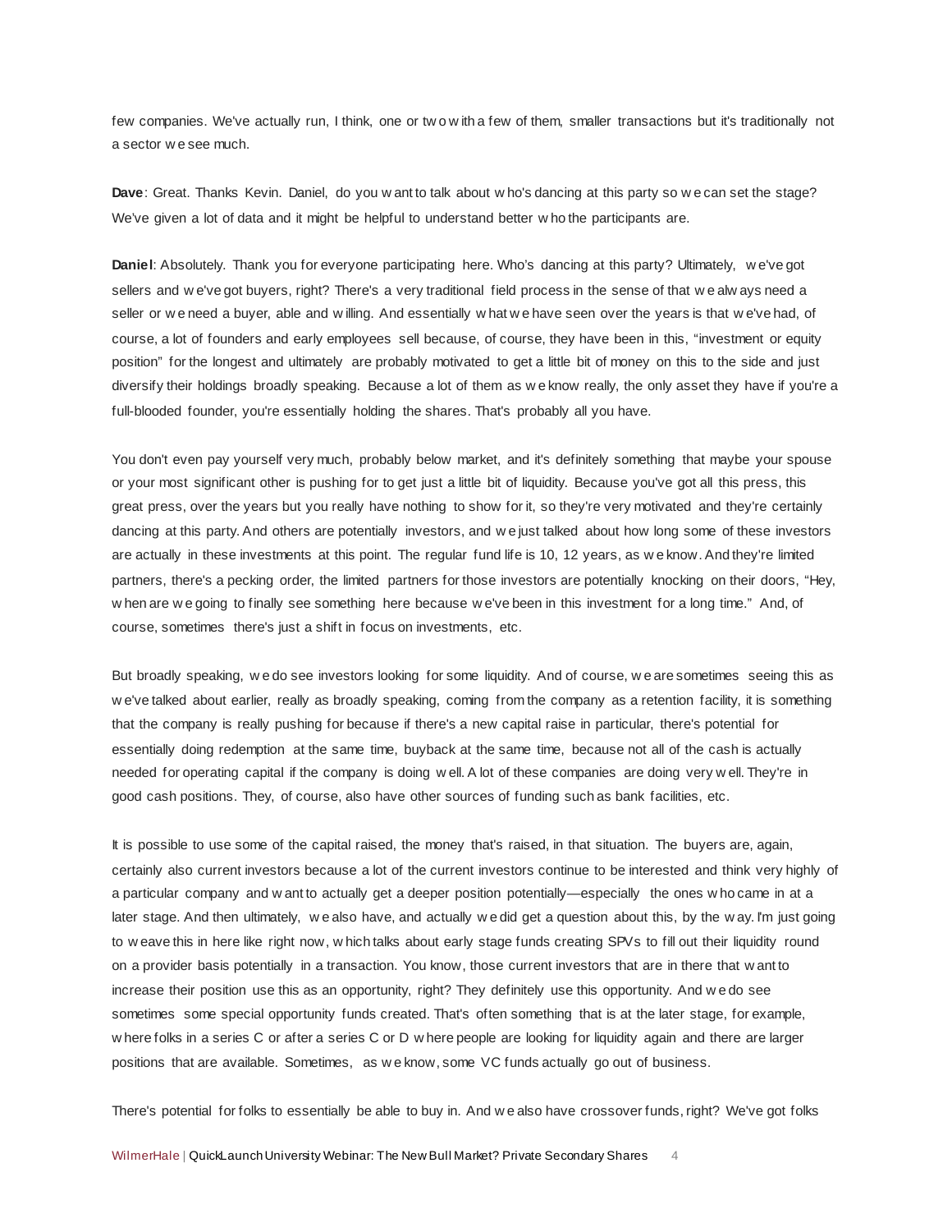few companies. We've actually run, I think, one or two with a few of them, smaller transactions but it's traditionally not a sector we see much.

**Dave**: Great. Thanks Kevin. Daniel, do you want to talk about who's dancing at this party so we can set the stage? We've given a lot of data and it might be helpful to understand better who the participants are.

**Daniel**: Absolutely. Thank you for everyone participating here. Who's dancing at this party? Ultimately, we've got sellers and we've got buyers, right? There's a very traditional field process in the sense of that we always need a seller or we need a buyer, able and willing. And essentially what we have seen over the years is that we've had, of course, a lot of founders and early employees sell because, of course, they have been in this, "investment or equity position" for the longest and ultimately are probably motivated to get a little bit of money on this to the side and just diversify their holdings broadly speaking. Because a lot of them as we know really, the only asset they have if you're a full-blooded founder, you're essentially holding the shares. That's probably all you have.

You don't even pay yourself very much, probably below market, and it's definitely something that maybe your spouse or your most significant other is pushing for to get just a little bit of liquidity. Because you've got all this press, this great press, over the years but you really have nothing to show for it, so they're very motivated and they're certainly dancing at this party. And others are potentially investors, and we just talked about how long some of these investors are actually in these investments at this point. The regular fund life is 10, 12 years, as we know. And they're limited partners, there's a pecking order, the limited partners for those investors are potentially knocking on their doors, "Hey, when are we going to finally see something here because we've been in this investment for a long time." And, of course, sometimes there's just a shift in focus on investments, etc.

But broadly speaking, we do see investors looking for some liquidity. And of course, we are sometimes seeing this as we've talked about earlier, really as broadly speaking, coming from the company as a retention facility, it is something that the company is really pushing for because if there's a new capital raise in particular, there's potential for essentially doing redemption at the same time, buyback at the same time, because not all of the cash is actually needed for operating capital if the company is doing well. A lot of these companies are doing very well. They're in good cash positions. They, of course, also have other sources of funding such as bank facilities, etc.

It is possible to use some of the capital raised, the money that's raised, in that situation. The buyers are, again, certainly also current investors because a lot of the current investors continue to be interested and think very highly of a particular company and want to actually get a deeper position potentially—especially the ones who came in at a later stage. And then ultimately, we also have, and actually we did get a question about this, by the way. I'm just going to weave this in here like right now, which talks about early stage funds creating SPVs to fill out their liquidity round on a provider basis potentially in a transaction. You know, those current investors that are in there that want to increase their position use this as an opportunity, right? They definitely use this opportunity. And we do see sometimes some special opportunity funds created. That's often something that is at the later stage, for example, where folks in a series C or after a series C or D where people are looking for liquidity again and there are larger positions that are available. Sometimes, as we know, some VC funds actually go out of business.

There's potential for folks to essentially be able to buy in. And we also have crossover funds, right? We've got folks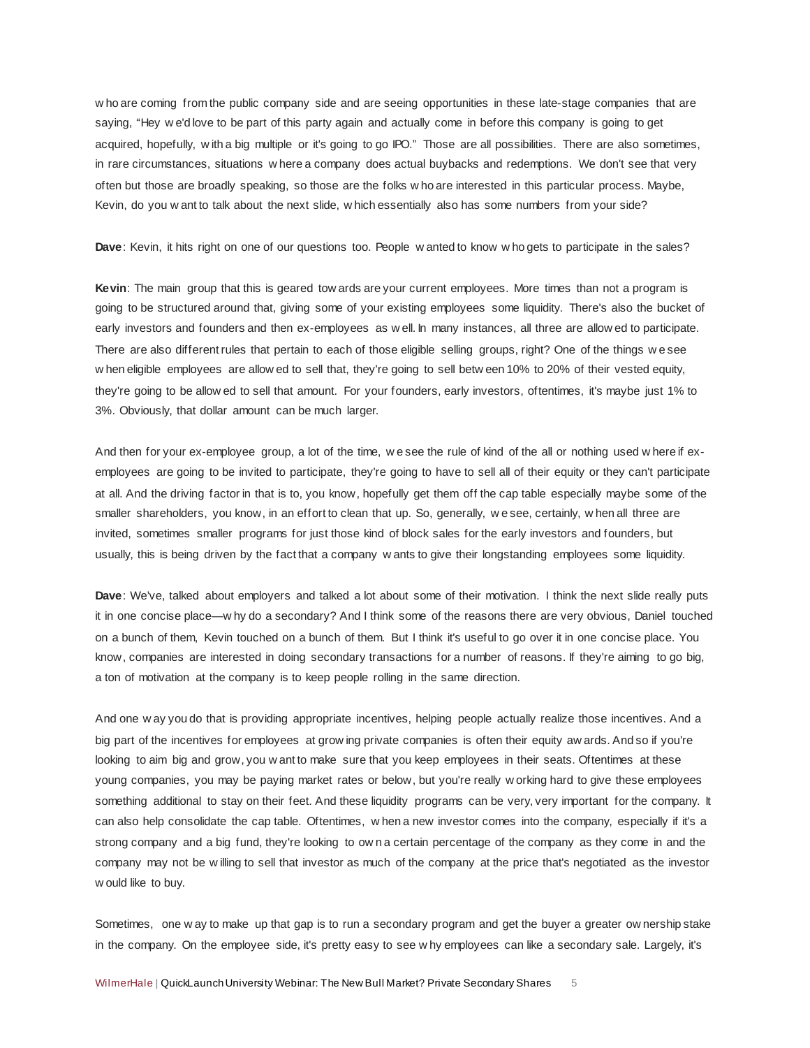who are coming from the public company side and are seeing opportunities in these late-stage companies that are saying, "Hey we'd love to be part of this party again and actually come in before this company is going to get acquired, hopefully, with a big multiple or it's going to go IPO." Those are all possibilities. There are also sometimes, in rare circumstances, situations where a company does actual buybacks and redemptions. We don't see that very often but those are broadly speaking, so those are the folks who are interested in this particular process. Maybe, Kevin, do you want to talk about the next slide, which essentially also has some numbers from your side?

**Dave**: Kevin, it hits right on one of our questions too. People wanted to know who gets to participate in the sales?

**Kevin**: The main group that this is geared towards are your current employees. More times than not a program is going to be structured around that, giving some of your existing employees some liquidity. There's also the bucket of early investors and founders and then ex-employees as well. In many instances, all three are allowed to participate. There are also different rules that pertain to each of those eligible selling groups, right? One of the things we see when eligible employees are allowed to sell that, they're going to sell between 10% to 20% of their vested equity, they're going to be allowed to sell that amount. For your founders, early investors, oftentimes, it's maybe just 1% to 3%. Obviously, that dollar amount can be much larger.

And then for your ex-employee group, a lot of the time, we see the rule of kind of the all or nothing used where if ex-employees are going to be invited to participate, they're going to have to sell all of their equity or they can't participate at all. And the driving factor in that is to, you know, hopefully get them off the cap table especially maybe some of the smaller shareholders, you know, in an effort to clean that up. So, generally, we see, certainly, when all three are invited, sometimes smaller programs for just those kind of block sales for the early investors and founders, but usually, this is being driven by the fact that a company wants to give their longstanding employees some liquidity.

**Dave**: We've, talked about employers and talked a lot about some of their motivation. I think the next slide really puts it in one concise place—why do a secondary? And I think some of the reasons there are very obvious, Daniel touched on a bunch of them, Kevin touched on a bunch of them. But I think it's useful to go over it in one concise place. You know, companies are interested in doing secondary transactions for a number of reasons. If they're aiming to go big, a ton of motivation at the company is to keep people rolling in the same direction.

And one way you do that is providing appropriate incentives, helping people actually realize those incentives. And a big part of the incentives for employees at growing private companies is often their equity awards. And so if you're looking to aim big and grow, you want to make sure that you keep employees in their seats. Oftentimes at these young companies, you may be paying market rates or below, but you're really working hard to give these employees something additional to stay on their feet. And these liquidity programs can be very, very important for the company. It can also help consolidate the cap table. Oftentimes, when a new investor comes into the company, especially if it's a strong company and a big fund, they're looking to own a certain percentage of the company as they come in and the company may not be willing to sell that investor as much of the company at the price that's negotiated as the investor would like to buy.

Sometimes, one way to make up that gap is to run a secondary program and get the buyer a greater ownership stake in the company. On the employee side, it's pretty easy to see why employees can like a secondary sale. Largely, it's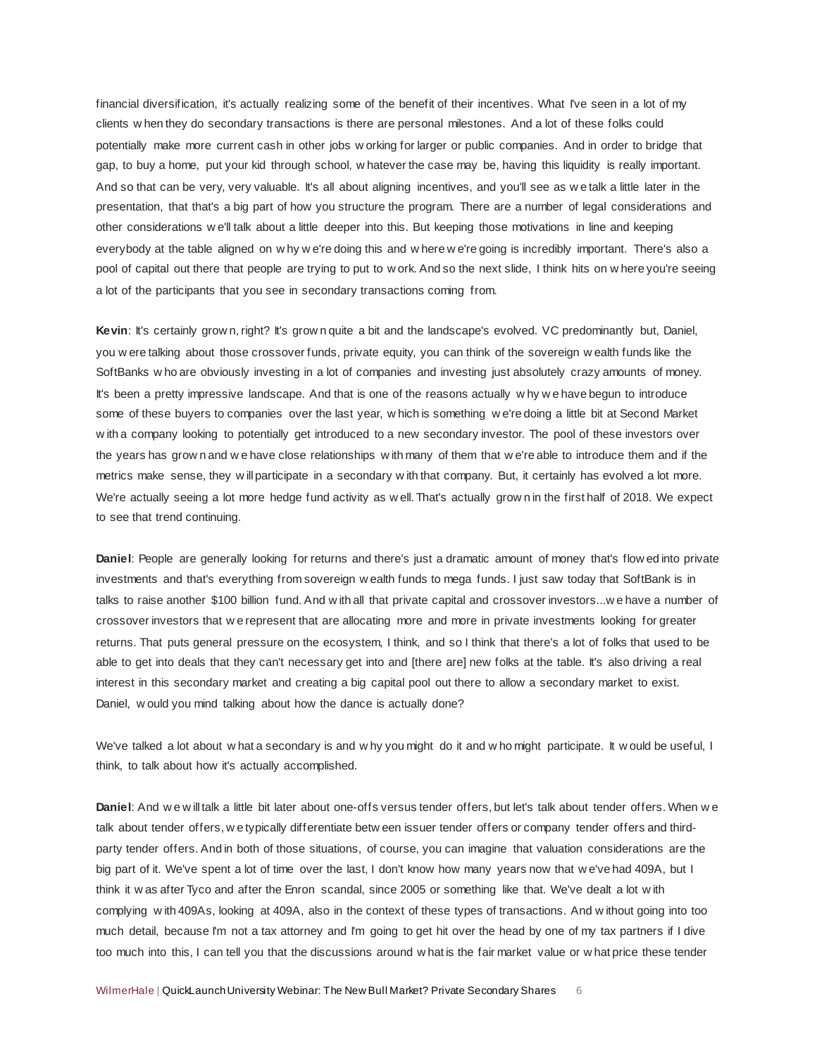financial diversification, it's actually realizing some of the benefit of their incentives. What I've seen in a lot of my clients when they do secondary transactions is there are personal milestones. And a lot of these folks could potentially make more current cash in other jobs working for larger or public companies. And in order to bridge that gap, to buy a home, put your kid through school, whatever the case may be, having this liquidity is really important. And so that can be very, very valuable. It's all about aligning incentives, and you'll see as we talk a little later in the presentation, that that's a big part of how you structure the program. There are a number of legal considerations and other considerations we'll talk about a little deeper into this. But keeping those motivations in line and keeping everybody at the table aligned on why we're doing this and where we're going is incredibly important. There's also a pool of capital out there that people are trying to put to work. And so the next slide, I think hits on where you're seeing a lot of the participants that you see in secondary transactions coming from.

**Kevin**: It's certainly grown, right? It's grown quite a bit and the landscape's evolved. VC predominantly but, Daniel, you were talking about those crossover funds, private equity, you can think of the sovereign wealth funds like the SoftBanks who are obviously investing in a lot of companies and investing just absolutely crazy amounts of money. It's been a pretty impressive landscape. And that is one of the reasons actually why we have begun to introduce some of these buyers to companies over the last year, which is something we're doing a little bit at Second Market with a company looking to potentially get introduced to a new secondary investor. The pool of these investors over the years has grown and we have close relationships with many of them that we're able to introduce them and if the metrics make sense, they will participate in a secondary with that company. But, it certainly has evolved a lot more. We're actually seeing a lot more hedge fund activity as well. That's actually grown in the first half of 2018. We expect to see that trend continuing.

**Daniel**: People are generally looking for returns and there's just a dramatic amount of money that's flowed into private investments and that's everything from sovereign wealth funds to mega funds. I just saw today that SoftBank is in talks to raise another $100 billion fund. And with all that private capital and crossover investors...we have a number of crossover investors that we represent that are allocating more and more in private investments looking for greater returns. That puts general pressure on the ecosystem, I think, and so I think that there's a lot of folks that used to be able to get into deals that they can't necessary get into and [there are] new folks at the table. It's also driving a real interest in this secondary market and creating a big capital pool out there to allow a secondary market to exist. Daniel, would you mind talking about how the dance is actually done?

We've talked a lot about what a secondary is and why you might do it and who might participate. It would be useful, I think, to talk about how it's actually accomplished.

**Daniel**: And we will talk a little bit later about one-offs versus tender offers, but let's talk about tender offers. When we talk about tender offers, we typically differentiate between issuer tender offers or company tender offers and third-party tender offers. And in both of those situations, of course, you can imagine that valuation considerations are the big part of it. We've spent a lot of time over the last, I don't know how many years now that we've had 409A, but I think it was after Tyco and after the Enron scandal, since 2005 or something like that. We've dealt a lot with complying with 409As, looking at 409A, also in the context of these types of transactions. And without going into too much detail, because I'm not a tax attorney and I'm going to get hit over the head by one of my tax partners if I dive too much into this, I can tell you that the discussions around what is the fair market value or what price these tender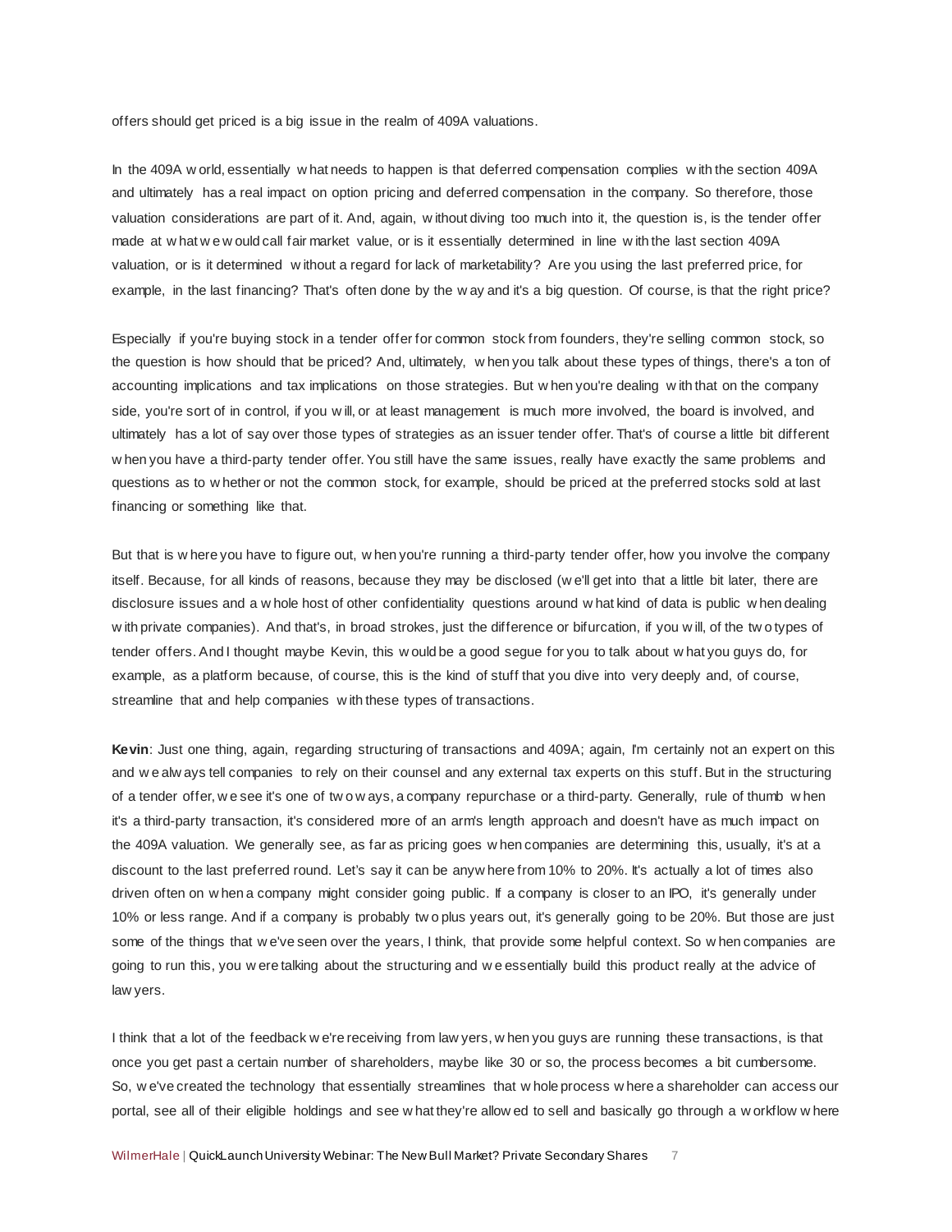offers should get priced is a big issue in the realm of 409A valuations.

In the 409A world, essentially what needs to happen is that deferred compensation complies with the section 409A and ultimately has a real impact on option pricing and deferred compensation in the company. So therefore, those valuation considerations are part of it. And, again, without diving too much into it, the question is, is the tender offer made at what we would call fair market value, or is it essentially determined in line with the last section 409A valuation, or is it determined without a regard for lack of marketability? Are you using the last preferred price, for example, in the last financing? That's often done by the way and it's a big question. Of course, is that the right price?

Especially if you're buying stock in a tender offer for common stock from founders, they're selling common stock, so the question is how should that be priced? And, ultimately, when you talk about these types of things, there's a ton of accounting implications and tax implications on those strategies. But when you're dealing with that on the company side, you're sort of in control, if you will, or at least management is much more involved, the board is involved, and ultimately has a lot of say over those types of strategies as an issuer tender offer. That's of course a little bit different when you have a third-party tender offer. You still have the same issues, really have exactly the same problems and questions as to whether or not the common stock, for example, should be priced at the preferred stocks sold at last financing or something like that.

But that is where you have to figure out, when you're running a third-party tender offer, how you involve the company itself. Because, for all kinds of reasons, because they may be disclosed (we'll get into that a little bit later, there are disclosure issues and a whole host of other confidentiality questions around what kind of data is public when dealing with private companies). And that's, in broad strokes, just the difference or bifurcation, if you will, of the two types of tender offers. And I thought maybe Kevin, this would be a good segue for you to talk about what you guys do, for example, as a platform because, of course, this is the kind of stuff that you dive into very deeply and, of course, streamline that and help companies with these types of transactions.

**Kevin**: Just one thing, again, regarding structuring of transactions and 409A; again, I'm certainly not an expert on this and we always tell companies to rely on their counsel and any external tax experts on this stuff. But in the structuring of a tender offer, we see it's one of two ways, a company repurchase or a third-party. Generally, rule of thumb when it's a third-party transaction, it's considered more of an arm's length approach and doesn't have as much impact on the 409A valuation. We generally see, as far as pricing goes when companies are determining this, usually, it's at a discount to the last preferred round. Let's say it can be anywhere from 10% to 20%. It's actually a lot of times also driven often on when a company might consider going public. If a company is closer to an IPO, it's generally under 10% or less range. And if a company is probably two plus years out, it's generally going to be 20%. But those are just some of the things that we've seen over the years, I think, that provide some helpful context. So when companies are going to run this, you were talking about the structuring and we essentially build this product really at the advice of lawyers.

I think that a lot of the feedback we're receiving from lawyers, when you guys are running these transactions, is that once you get past a certain number of shareholders, maybe like 30 or so, the process becomes a bit cumbersome. So, we've created the technology that essentially streamlines that whole process where a shareholder can access our portal, see all of their eligible holdings and see what they're allowed to sell and basically go through a workflow where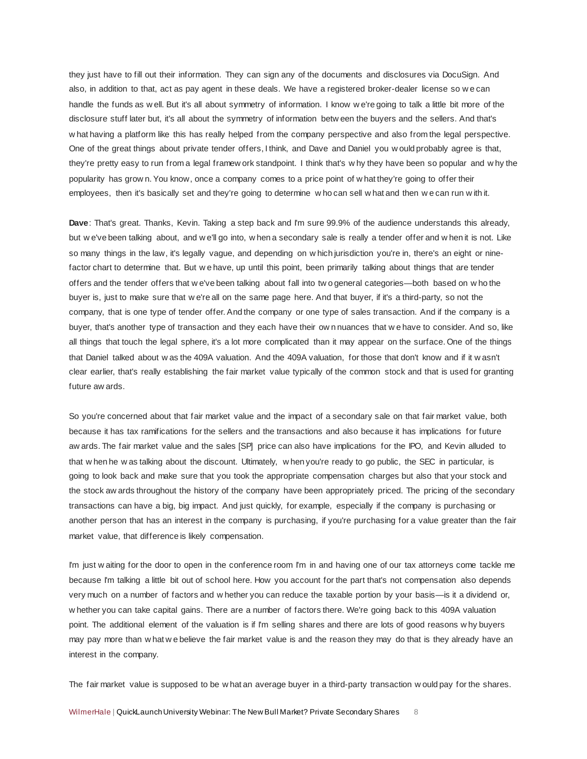they just have to fill out their information. They can sign any of the documents and disclosures via DocuSign. And also, in addition to that, act as pay agent in these deals. We have a registered broker-dealer license so we can handle the funds as well. But it's all about symmetry of information. I know we're going to talk a little bit more of the disclosure stuff later but, it's all about the symmetry of information between the buyers and the sellers. And that's what having a platform like this has really helped from the company perspective and also from the legal perspective. One of the great things about private tender offers, I think, and Dave and Daniel you would probably agree is that, they're pretty easy to run from a legal framework standpoint. I think that's why they have been so popular and why the popularity has grown. You know, once a company comes to a price point of what they're going to offer their employees, then it's basically set and they're going to determine who can sell what and then we can run with it.

**Dave**: That's great. Thanks, Kevin. Taking a step back and I'm sure 99.9% of the audience understands this already, but we've been talking about, and we'll go into, when a secondary sale is really a tender offer and when it is not. Like so many things in the law, it's legally vague, and depending on which jurisdiction you're in, there's an eight or nine-factor chart to determine that. But we have, up until this point, been primarily talking about things that are tender offers and the tender offers that we've been talking about fall into two general categories—both based on who the buyer is, just to make sure that we're all on the same page here. And that buyer, if it's a third-party, so not the company, that is one type of tender offer. And the company or one type of sales transaction. And if the company is a buyer, that's another type of transaction and they each have their own nuances that we have to consider. And so, like all things that touch the legal sphere, it's a lot more complicated than it may appear on the surface. One of the things that Daniel talked about was the 409A valuation. And the 409A valuation, for those that don't know and if it wasn't clear earlier, that's really establishing the fair market value typically of the common stock and that is used for granting future awards.

So you're concerned about that fair market value and the impact of a secondary sale on that fair market value, both because it has tax ramifications for the sellers and the transactions and also because it has implications for future awards. The fair market value and the sales [SP] price can also have implications for the IPO, and Kevin alluded to that when he was talking about the discount. Ultimately, when you're ready to go public, the SEC in particular, is going to look back and make sure that you took the appropriate compensation charges but also that your stock and the stock awards throughout the history of the company have been appropriately priced. The pricing of the secondary transactions can have a big, big impact. And just quickly, for example, especially if the company is purchasing or another person that has an interest in the company is purchasing, if you're purchasing for a value greater than the fair market value, that difference is likely compensation.

I'm just waiting for the door to open in the conference room I'm in and having one of our tax attorneys come tackle me because I'm talking a little bit out of school here. How you account for the part that's not compensation also depends very much on a number of factors and whether you can reduce the taxable portion by your basis—is it a dividend or, whether you can take capital gains. There are a number of factors there. We're going back to this 409A valuation point. The additional element of the valuation is if I'm selling shares and there are lots of good reasons why buyers may pay more than what we believe the fair market value is and the reason they may do that is they already have an interest in the company.

The fair market value is supposed to be what an average buyer in a third-party transaction would pay for the shares.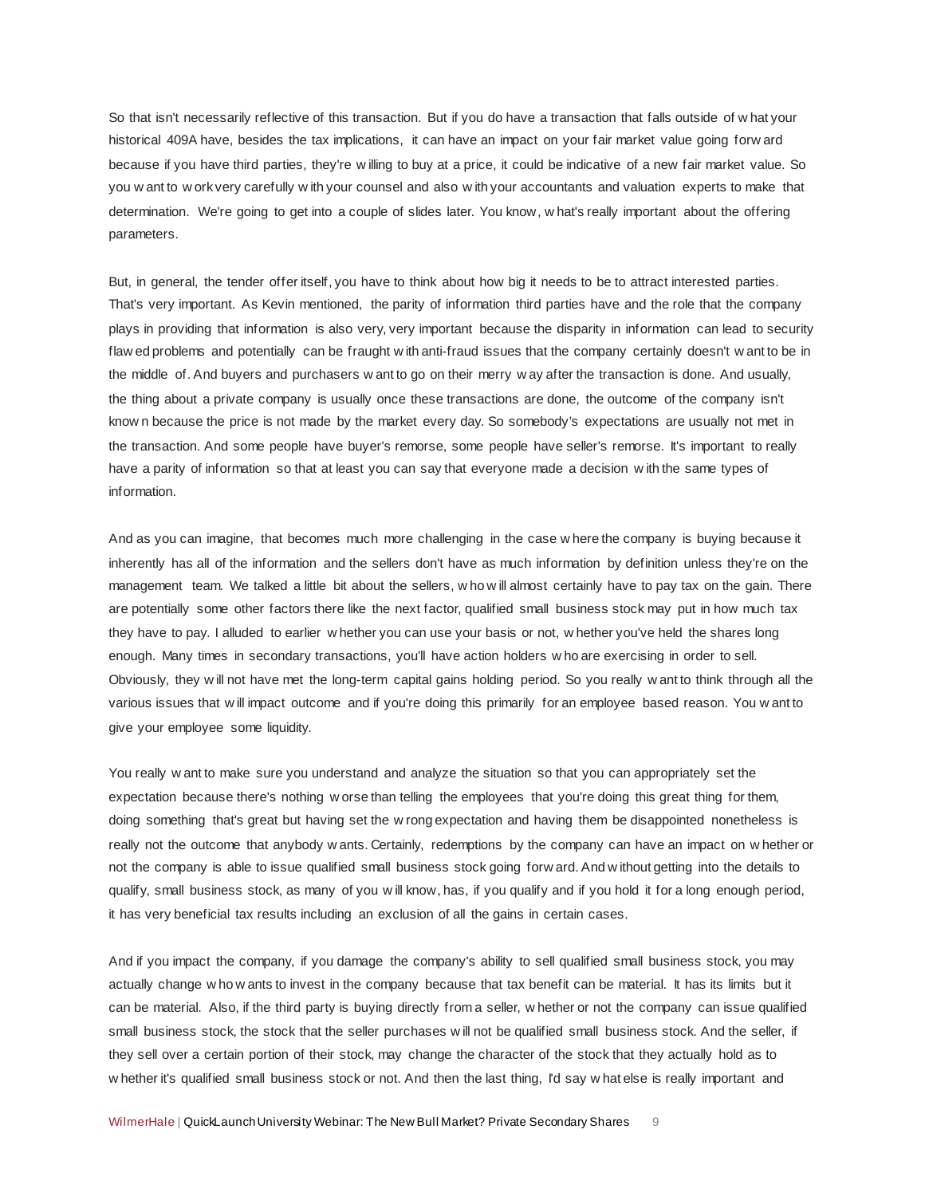So that isn't necessarily reflective of this transaction. But if you do have a transaction that falls outside of what your historical 409A have, besides the tax implications, it can have an impact on your fair market value going forward because if you have third parties, they're willing to buy at a price, it could be indicative of a new fair market value. So you want to work very carefully with your counsel and also with your accountants and valuation experts to make that determination. We're going to get into a couple of slides later. You know, what's really important about the offering parameters.

But, in general, the tender offer itself, you have to think about how big it needs to be to attract interested parties. That's very important. As Kevin mentioned, the parity of information third parties have and the role that the company plays in providing that information is also very, very important because the disparity in information can lead to security flawed problems and potentially can be fraught with anti-fraud issues that the company certainly doesn't want to be in the middle of. And buyers and purchasers want to go on their merry way after the transaction is done. And usually, the thing about a private company is usually once these transactions are done, the outcome of the company isn't known because the price is not made by the market every day. So somebody's expectations are usually not met in the transaction. And some people have buyer's remorse, some people have seller's remorse. It's important to really have a parity of information so that at least you can say that everyone made a decision with the same types of information.

And as you can imagine, that becomes much more challenging in the case where the company is buying because it inherently has all of the information and the sellers don't have as much information by definition unless they're on the management team. We talked a little bit about the sellers, who will almost certainly have to pay tax on the gain. There are potentially some other factors there like the next factor, qualified small business stock may put in how much tax they have to pay. I alluded to earlier whether you can use your basis or not, whether you've held the shares long enough. Many times in secondary transactions, you'll have action holders who are exercising in order to sell. Obviously, they will not have met the long-term capital gains holding period. So you really want to think through all the various issues that will impact outcome and if you're doing this primarily for an employee based reason. You want to give your employee some liquidity.

You really want to make sure you understand and analyze the situation so that you can appropriately set the expectation because there's nothing worse than telling the employees that you're doing this great thing for them, doing something that's great but having set the wrong expectation and having them be disappointed nonetheless is really not the outcome that anybody wants. Certainly, redemptions by the company can have an impact on whether or not the company is able to issue qualified small business stock going forward. And without getting into the details to qualify, small business stock, as many of you will know, has, if you qualify and if you hold it for a long enough period, it has very beneficial tax results including an exclusion of all the gains in certain cases.

And if you impact the company, if you damage the company's ability to sell qualified small business stock, you may actually change who wants to invest in the company because that tax benefit can be material. It has its limits but it can be material. Also, if the third party is buying directly from a seller, whether or not the company can issue qualified small business stock, the stock that the seller purchases will not be qualified small business stock. And the seller, if they sell over a certain portion of their stock, may change the character of the stock that they actually hold as to whether it's qualified small business stock or not. And then the last thing, I'd say what else is really important and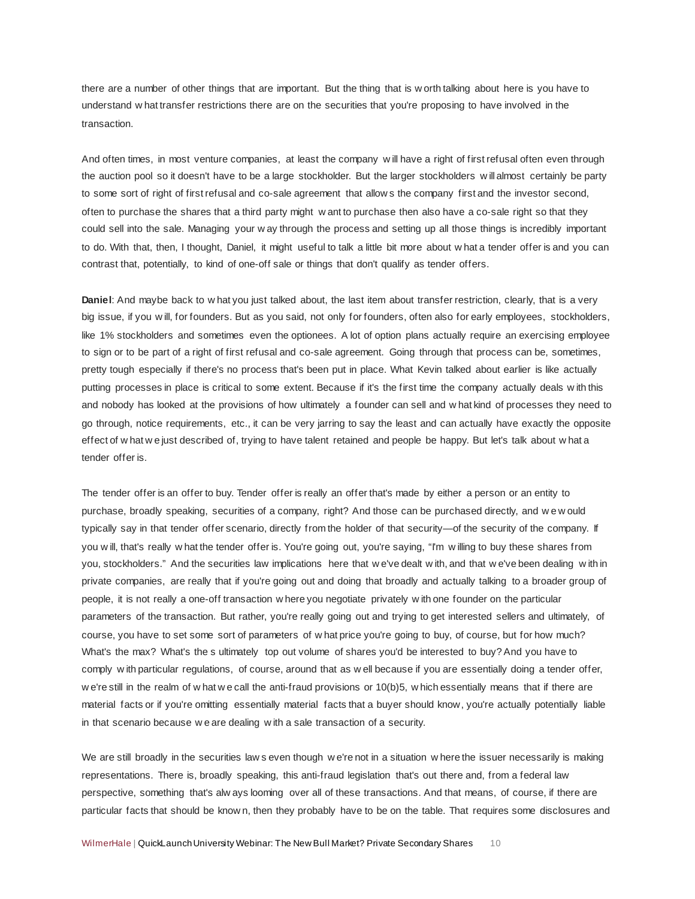there are a number of other things that are important. But the thing that is worth talking about here is you have to understand what transfer restrictions there are on the securities that you're proposing to have involved in the transaction.

And often times, in most venture companies, at least the company will have a right of first refusal often even through the auction pool so it doesn't have to be a large stockholder. But the larger stockholders will almost certainly be party to some sort of right of first refusal and co-sale agreement that allows the company first and the investor second, often to purchase the shares that a third party might want to purchase then also have a co-sale right so that they could sell into the sale. Managing your way through the process and setting up all those things is incredibly important to do. With that, then, I thought, Daniel, it might useful to talk a little bit more about what a tender offer is and you can contrast that, potentially, to kind of one-off sale or things that don't qualify as tender offers.

**Daniel**: And maybe back to what you just talked about, the last item about transfer restriction, clearly, that is a very big issue, if you will, for founders. But as you said, not only for founders, often also for early employees, stockholders, like 1% stockholders and sometimes even the optionees. A lot of option plans actually require an exercising employee to sign or to be part of a right of first refusal and co-sale agreement. Going through that process can be, sometimes, pretty tough especially if there's no process that's been put in place. What Kevin talked about earlier is like actually putting processes in place is critical to some extent. Because if it's the first time the company actually deals with this and nobody has looked at the provisions of how ultimately a founder can sell and what kind of processes they need to go through, notice requirements, etc., it can be very jarring to say the least and can actually have exactly the opposite effect of what we just described of, trying to have talent retained and people be happy. But let's talk about what a tender offer is.

The tender offer is an offer to buy. Tender offer is really an offer that's made by either a person or an entity to purchase, broadly speaking, securities of a company, right? And those can be purchased directly, and we would typically say in that tender offer scenario, directly from the holder of that security—of the security of the company. If you will, that's really what the tender offer is. You're going out, you're saying, "I'm willing to buy these shares from you, stockholders." And the securities law implications here that we've dealt with, and that we've been dealing with in private companies, are really that if you're going out and doing that broadly and actually talking to a broader group of people, it is not really a one-off transaction where you negotiate privately with one founder on the particular parameters of the transaction. But rather, you're really going out and trying to get interested sellers and ultimately, of course, you have to set some sort of parameters of what price you're going to buy, of course, but for how much? What's the max? What's the s ultimately top out volume of shares you'd be interested to buy? And you have to comply with particular regulations, of course, around that as well because if you are essentially doing a tender offer, we're still in the realm of what we call the anti-fraud provisions or 10(b)5, which essentially means that if there are material facts or if you're omitting essentially material facts that a buyer should know, you're actually potentially liable in that scenario because we are dealing with a sale transaction of a security.

We are still broadly in the securities laws even though we're not in a situation where the issuer necessarily is making representations. There is, broadly speaking, this anti-fraud legislation that's out there and, from a federal law perspective, something that's always looming over all of these transactions. And that means, of course, if there are particular facts that should be known, then they probably have to be on the table. That requires some disclosures and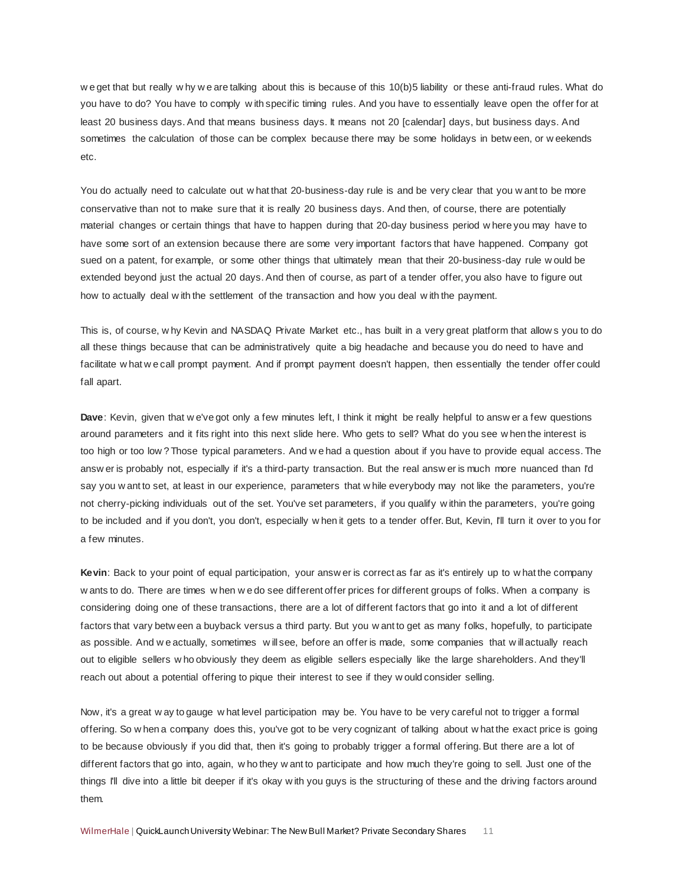we get that but really why we are talking about this is because of this 10(b)5 liability or these anti-fraud rules. What do you have to do? You have to comply with specific timing rules. And you have to essentially leave open the offer for at least 20 business days. And that means business days. It means not 20 [calendar] days, but business days. And sometimes the calculation of those can be complex because there may be some holidays in between, or weekends etc.

You do actually need to calculate out what that 20-business-day rule is and be very clear that you want to be more conservative than not to make sure that it is really 20 business days. And then, of course, there are potentially material changes or certain things that have to happen during that 20-day business period where you may have to have some sort of an extension because there are some very important factors that have happened. Company got sued on a patent, for example, or some other things that ultimately mean that their 20-business-day rule would be extended beyond just the actual 20 days. And then of course, as part of a tender offer, you also have to figure out how to actually deal with the settlement of the transaction and how you deal with the payment.

This is, of course, why Kevin and NASDAQ Private Market etc., has built in a very great platform that allows you to do all these things because that can be administratively quite a big headache and because you do need to have and facilitate what we call prompt payment. And if prompt payment doesn't happen, then essentially the tender offer could fall apart.

**Dave**: Kevin, given that we've got only a few minutes left, I think it might be really helpful to answer a few questions around parameters and it fits right into this next slide here. Who gets to sell? What do you see when the interest is too high or too low? Those typical parameters. And we had a question about if you have to provide equal access. The answer is probably not, especially if it's a third-party transaction. But the real answer is much more nuanced than I'd say you want to set, at least in our experience, parameters that while everybody may not like the parameters, you're not cherry-picking individuals out of the set. You've set parameters, if you qualify within the parameters, you're going to be included and if you don't, you don't, especially when it gets to a tender offer. But, Kevin, I'll turn it over to you for a few minutes.

**Kevin**: Back to your point of equal participation, your answer is correct as far as it's entirely up to what the company wants to do. There are times when we do see different offer prices for different groups of folks. When a company is considering doing one of these transactions, there are a lot of different factors that go into it and a lot of different factors that vary between a buyback versus a third party. But you want to get as many folks, hopefully, to participate as possible. And we actually, sometimes will see, before an offer is made, some companies that will actually reach out to eligible sellers who obviously they deem as eligible sellers especially like the large shareholders. And they'll reach out about a potential offering to pique their interest to see if they would consider selling.

Now, it's a great way to gauge what level participation may be. You have to be very careful not to trigger a formal offering. So when a company does this, you've got to be very cognizant of talking about what the exact price is going to be because obviously if you did that, then it's going to probably trigger a formal offering. But there are a lot of different factors that go into, again, who they want to participate and how much they're going to sell. Just one of the things I'll dive into a little bit deeper if it's okay with you guys is the structuring of these and the driving factors around them.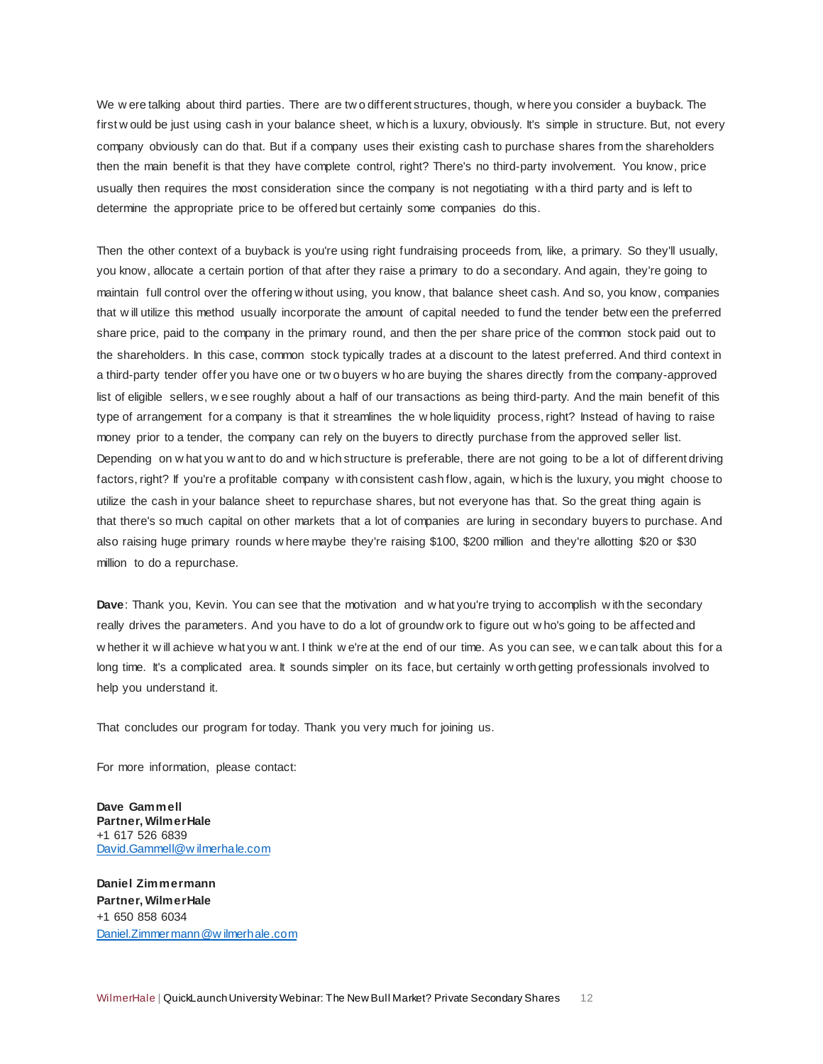We were talking about third parties. There are two different structures, though, where you consider a buyback. The first would be just using cash in your balance sheet, which is a luxury, obviously. It's simple in structure. But, not every company obviously can do that. But if a company uses their existing cash to purchase shares from the shareholders then the main benefit is that they have complete control, right? There's no third-party involvement. You know, price usually then requires the most consideration since the company is not negotiating with a third party and is left to determine the appropriate price to be offered but certainly some companies do this.

Then the other context of a buyback is you're using right fundraising proceeds from, like, a primary. So they'll usually, you know, allocate a certain portion of that after they raise a primary to do a secondary. And again, they're going to maintain full control over the offering without using, you know, that balance sheet cash. And so, you know, companies that will utilize this method usually incorporate the amount of capital needed to fund the tender between the preferred share price, paid to the company in the primary round, and then the per share price of the common stock paid out to the shareholders. In this case, common stock typically trades at a discount to the latest preferred. And third context in a third-party tender offer you have one or two buyers who are buying the shares directly from the company-approved list of eligible sellers, we see roughly about a half of our transactions as being third-party. And the main benefit of this type of arrangement for a company is that it streamlines the whole liquidity process, right? Instead of having to raise money prior to a tender, the company can rely on the buyers to directly purchase from the approved seller list. Depending on what you want to do and which structure is preferable, there are not going to be a lot of different driving factors, right? If you're a profitable company with consistent cash flow, again, which is the luxury, you might choose to utilize the cash in your balance sheet to repurchase shares, but not everyone has that. So the great thing again is that there's so much capital on other markets that a lot of companies are luring in secondary buyers to purchase. And also raising huge primary rounds where maybe they're raising $100, $200 million and they're allotting $20 or $30 million to do a repurchase.

**Dave**: Thank you, Kevin. You can see that the motivation and what you're trying to accomplish with the secondary really drives the parameters. And you have to do a lot of groundwork to figure out who's going to be affected and whether it will achieve what you want. I think we're at the end of our time. As you can see, we can talk about this for a long time. It's a complicated area. It sounds simpler on its face, but certainly worth getting professionals involved to help you understand it.

That concludes our program for today. Thank you very much for joining us.

For more information, please contact:

**Dave Gammell**
**Partner, WilmerHale**
+1 617 526 6839
David.Gammell@wilmerhale.com

**Daniel Zimmermann**
**Partner, WilmerHale**
+1 650 858 6034
Daniel.Zimmermann@wilmerhale.com